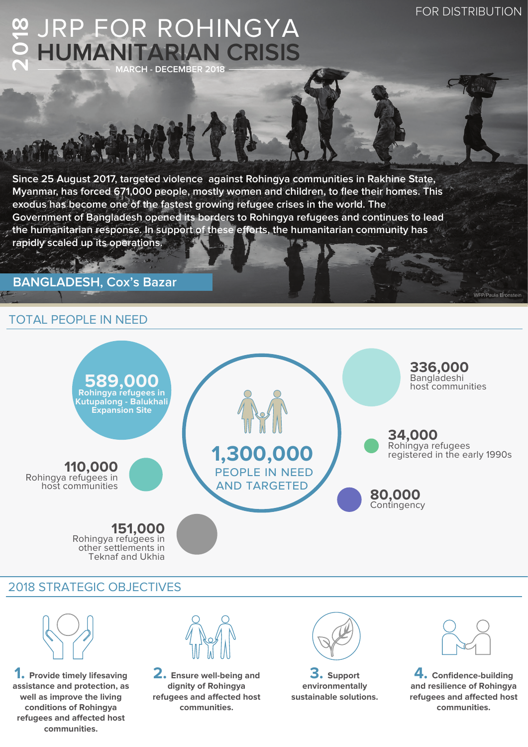FOR DISTRIBUTION

# 2018 JRP FOR ROHINGYA HUMANITARIAN CRISIS

MARCH - DECEMBER 2018

Since 25 August 2017, targeted violence against Rohingya communities in Rakhine State, Myanmar, has forced 671,000 people, mostly women and children, to flee their homes. This exodus has become one of the fastest growing refugee crises in the world. The Government of Bangladesh opened its borders to Rohingya refugees and continues to lead the humanitarian response. In support of these efforts, the humanitarian community has rapidly scaled up its operations.

**BANGLADESH, Cox's Bazar**

WFP/Paula Bronstein

## TOTAL PEOPLE IN NEED

**1,300,000** PEOPLE IN NEED AND TARGETED

- **589,000** Rohingya refugees in Kutupalong - Balukhali Expansion Site
- **110,000** Rohingya refugees in host communities
- **151,000** Rohingya refugees in other settlements in Teknaf and Ukhia
- **336,000** Bangladeshi host communities
- **34,000** Rohingya refugees registered in the early 1990s
- **80,000** Contingency

## 2018 STRATEGIC OBJECTIVES

1. **Provide timely lifesaving assistance and protection, as well as improve the living conditions of Rohingya refugees and affected host communities.**
2. **Ensure well-being and dignity of Rohingya refugees and affected host communities.**
3. **Support environmentally sustainable solutions.**
4. **Confidence-building and resilience of Rohingya refugees and affected host communities.**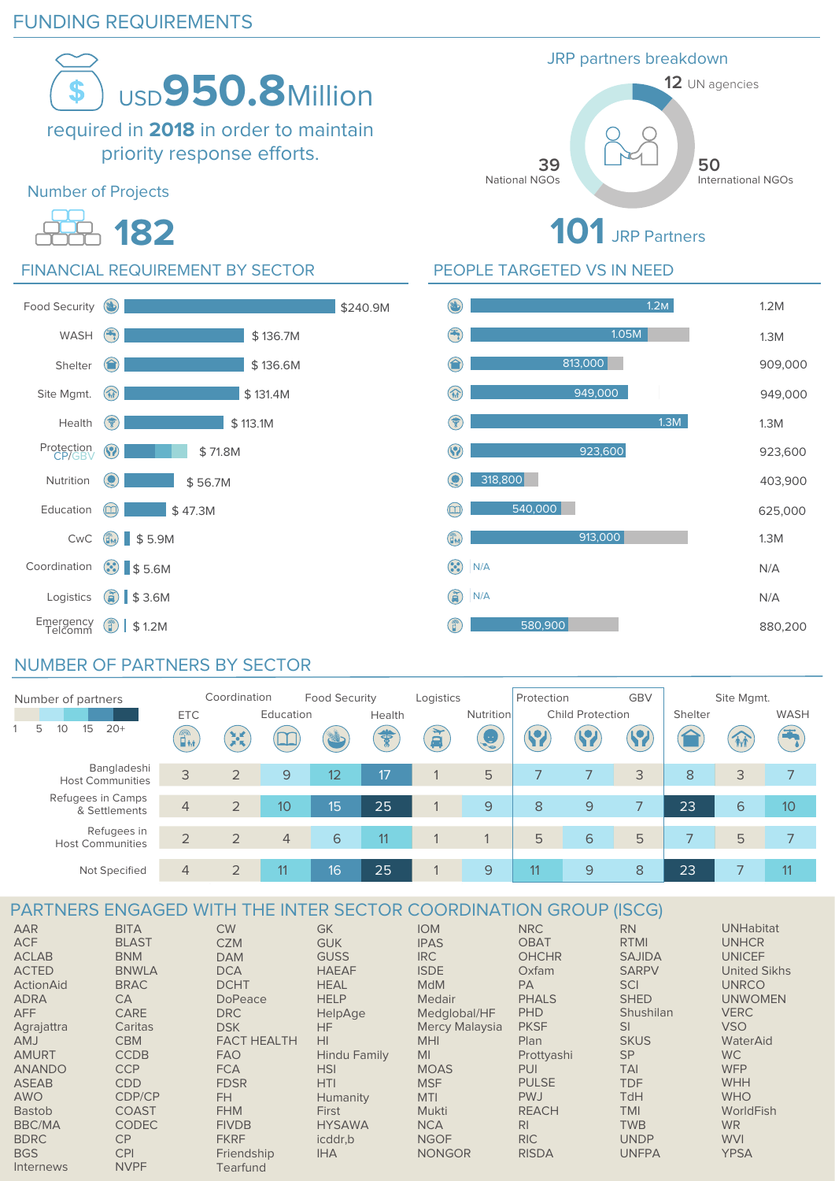# FUNDING REQUIREMENTS

USD**950.8**Million

required in **2018** in order to maintain priority response efforts.

Number of Projects

**182**

JRP partners breakdown

**12** UN agencies

**39** National NGOs

**50** International NGOs

**101** JRP Partners

## FINANCIAL REQUIREMENT BY SECTOR

Food Security $240.9M
WASH $ 136.7M
Shelter $ 136.6M
Site Mgmt. $ 131.4M
Health $ 113.1M
Protection CP/GBV $ 71.8M
Nutrition $ 56.7M
Education $ 47.3M
CwC $ 5.9M
Coordination $ 5.6M
Logistics $ 3.6M
Emergency Telecomm $ 1.2M

## PEOPLE TARGETED VS IN NEED

Food Security: 1.2M targeted; 1.2M in need
WASH: 1.05M targeted; 1.3M in need
Shelter: 813,000 targeted; 909,000 in need
Site Mgmt.: 949,000 targeted; 949,000 in need
Health: 1.3M targeted; 1.3M in need
Protection: 923,600 targeted; 923,600 in need
Nutrition: 318,800 targeted; 403,900 in need
Education: 540,000 targeted; 625,000 in need
CwC: 913,000 targeted; 1.3M in need
Coordination: N/A; N/A
Logistics: N/A; N/A
Emergency Telecomm: 580,900 targeted; 880,200 in need

## NUMBER OF PARTNERS BY SECTOR

Number of partners: 1, 5, 10, 15, 20+

| | ETC | Coordination | Education | Food Security | Health | Logistics | Nutrition | Protection | Child Protection | GBV | Shelter | Site Mgmt. | WASH |
|---|---|---|---|---|---|---|---|---|---|---|---|---|---|
| Bangladeshi Host Communities | 3 | 2 | 9 | 12 | 17 | 1 | 5 | 7 | 7 | 3 | 8 | 3 | 7 |
| Refugees in Camps & Settlements | 4 | 2 | 10 | 15 | 25 | 1 | 9 | 8 | 9 | 7 | 23 | 6 | 10 |
| Refugees in Host Communities | 2 | 2 | 4 | 6 | 11 | 1 | 1 | 5 | 6 | 5 | 7 | 5 | 7 |
| Not Specified | 4 | 2 | 11 | 16 | 25 | 1 | 9 | 11 | 9 | 8 | 23 | 7 | 11 |

## PARTNERS ENGAGED WITH THE INTER SECTOR COORDINATION GROUP (ISCG)

AAR, ACF, ACLAB, ACTED, ActionAid, ADRA, AFF, Agrajattra, AMJ, AMURT, ANANDO, ASEAB, AWO, Bastob, BBC/MA, BDRC, BGS, Internews, BITA, BLAST, BNM, BNWLA, BRAC, CA, CARE, Caritas, CBM, CCDB, CCP, CDD, CDP/CP, COAST, CODEC, CP, CPI, NVPF, CW, CZM, DAM, DCA, DCHT, DoPeace, DRC, DSK, FACT HEALTH, FAO, FCA, FDSR, FH, FHM, FIVDB, FKRF, Friendship, Tearfund, GK, GUK, GUSS, HAEAF, HEAL, HELP, HelpAge, HF, HI, Hindu Family, HSI, HTI, Humanity First, HYSAWA, icddr,b, IHA, IOM, IPAS, IRC, ISDE, MdM, Medair, Medglobal/HF, Mercy Malaysia, MHI, MI, MOAS, MSF, MTI, Mukti, NCA, NGOF, NONGOR, NRC, OBAT, OHCHR, Oxfam, PA, PHALS, PHD, PKSF, Plan, Prottyashi, PUI, PULSE, PWJ, REACH, RI, RIC, RISDA, RN, RTMI, SAJIDA, SARPV, SCI, SHED, Shushilan, SI, SKUS, SP, TAI, TDF, TdH, TMI, TWB, UNDP, UNFPA, UNHabitat, UNHCR, UNICEF, United Sikhs, UNRCO, UNWOMEN, VERC, VSO, WaterAid, WC, WFP, WHH, WHO, WorldFish, WR, WVI, YPSA